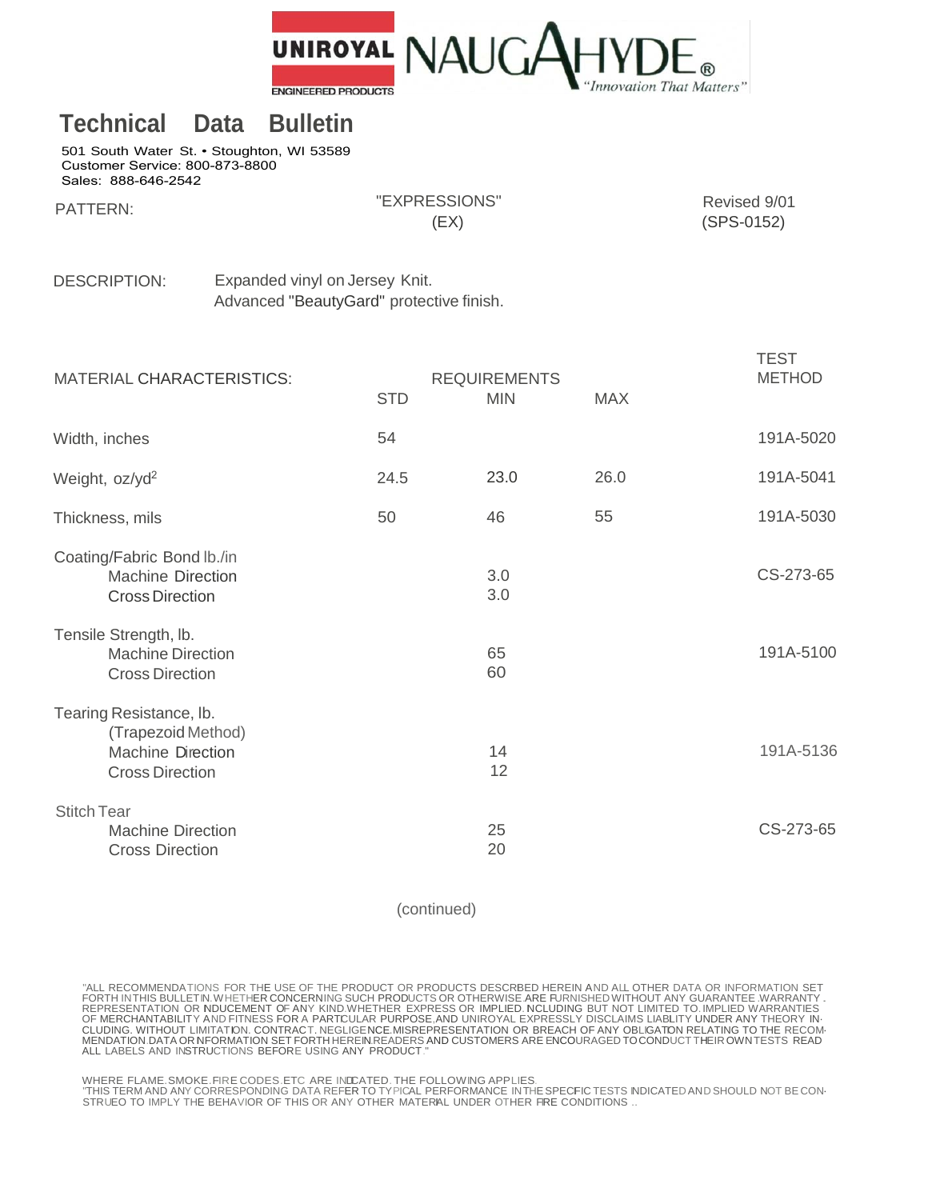UNIROYAL NAUGAHYDE®

ENGINEERED PRODUCTS

*"Innovation That Matters"*

# Technical Data Bulletin

501 South Water St. • Stoughton, WI 53589
Customer Service: 800-873-8800
Sales: 888-646-2542

PATTERN: "EXPRESSIONS" (EX) — Revised 9/01 (SPS-0152)

DESCRIPTION: Expanded vinyl on Jersey Knit.
Advanced "BeautyGard" protective finish.

| MATERIAL CHARACTERISTICS: | REQUIREMENTS STD | MIN | MAX | TEST METHOD |
|---|---|---|---|---|
| Width, inches | 54 | | | 191A-5020 |
| Weight, oz/yd$^2$ | 24.5 | 23.0 | 26.0 | 191A-5041 |
| Thickness, mils | 50 | 46 | 55 | 191A-5030 |
| Coating/Fabric Bond lb./in | | | | CS-273-65 |
| Machine Direction | | 3.0 | | |
| Cross Direction | | 3.0 | | |
| Tensile Strength, lb. | | | | 191A-5100 |
| Machine Direction | | 65 | | |
| Cross Direction | | 60 | | |
| Tearing Resistance, lb. (Trapezoid Method) | | | | 191A-5136 |
| Machine Direction | | 14 | | |
| Cross Direction | | 12 | | |
| Stitch Tear | | | | CS-273-65 |
| Machine Direction | | 25 | | |
| Cross Direction | | 20 | | |

(continued)

"ALL RECOMMENDATIONS FOR THE USE OF THE PRODUCT OR PRODUCTS DESCRIBED HEREIN AND ALL OTHER DATA OR INFORMATION SET FORTH IN THIS BULLETIN, WHETHER CONCERNING SUCH PRODUCTS OR OTHERWISE ARE FURNISHED WITHOUT ANY GUARANTEE, WARRANTY, REPRESENTATION OR INDUCEMENT OF ANY KIND, WHETHER EXPRESS OR IMPLIED, INCLUDING BUT NOT LIMITED TO, IMPLIED WARRANTIES OF MERCHANTABILITY AND FITNESS FOR A PARTICULAR PURPOSE, AND UNIROYAL EXPRESSLY DISCLAIMS LIABILITY UNDER ANY THEORY INCLUDING, WITHOUT LIMITATION, CONTRACT, NEGLIGENCE, MISREPRESENTATION OR BREACH OF ANY OBLIGATION RELATING TO THE RECOMMENDATION DATA OR INFORMATION SET FORTH HEREIN. READERS AND CUSTOMERS ARE ENCOURAGED TO CONDUCT THEIR OWN TESTS. READ ALL LABELS AND INSTRUCTIONS BEFORE USING ANY PRODUCT."

WHERE FLAME, SMOKE, FIRE CODES, ETC ARE INDICATED, THE FOLLOWING APPLIES.
"THIS TERM AND ANY CORRESPONDING DATA REFER TO TYPICAL PERFORMANCE IN THE SPECIFIC TESTS INDICATED AND SHOULD NOT BE CONSTRUED TO IMPLY THE BEHAVIOR OF THIS OR ANY OTHER MATERIAL UNDER OTHER FIRE CONDITIONS.."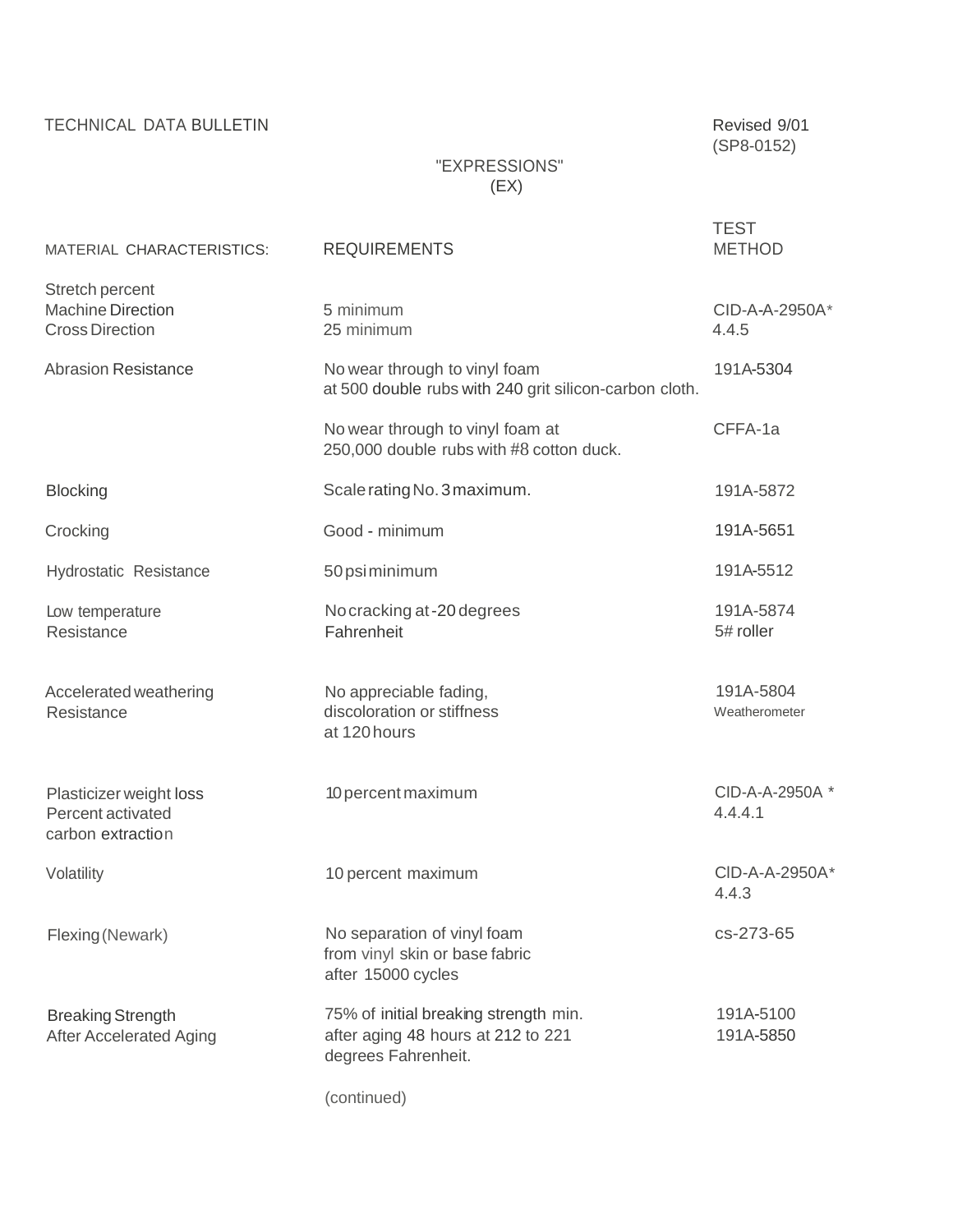TECHNICAL DATA BULLETIN

Revised 9/01
(SP8-0152)

"EXPRESSIONS"
(EX)

| MATERIAL CHARACTERISTICS: | REQUIREMENTS | TEST METHOD |
|---|---|---|
| Stretch percent<br>Machine Direction<br>Cross Direction | <br>5 minimum<br>25 minimum | <br>CID-A-A-2950A*<br>4.4.5 |
| Abrasion Resistance | No wear through to vinyl foam at 500 double rubs with 240 grit silicon-carbon cloth. | 191A-5304 |
| | No wear through to vinyl foam at 250,000 double rubs with #8 cotton duck. | CFFA-1a |
| Blocking | Scale rating No. 3 maximum. | 191A-5872 |
| Crocking | Good - minimum | 191A-5651 |
| Hydrostatic Resistance | 50 psi minimum | 191A-5512 |
| Low temperature Resistance | No cracking at -20 degrees Fahrenheit | 191A-5874<br>5# roller |
| Accelerated weathering Resistance | No appreciable fading, discoloration or stiffness at 120 hours | 191A-5804<br>Weatherometer |
| Plasticizer weight loss Percent activated carbon extraction | 10 percent maximum | CID-A-A-2950A *<br>4.4.4.1 |
| Volatility | 10 percent maximum | CID-A-A-2950A*<br>4.4.3 |
| Flexing (Newark) | No separation of vinyl foam from vinyl skin or base fabric after 15000 cycles | cs-273-65 |
| Breaking Strength After Accelerated Aging | 75% of initial breaking strength min. after aging 48 hours at 212 to 221 degrees Fahrenheit. | 191A-5100<br>191A-5850 |

(continued)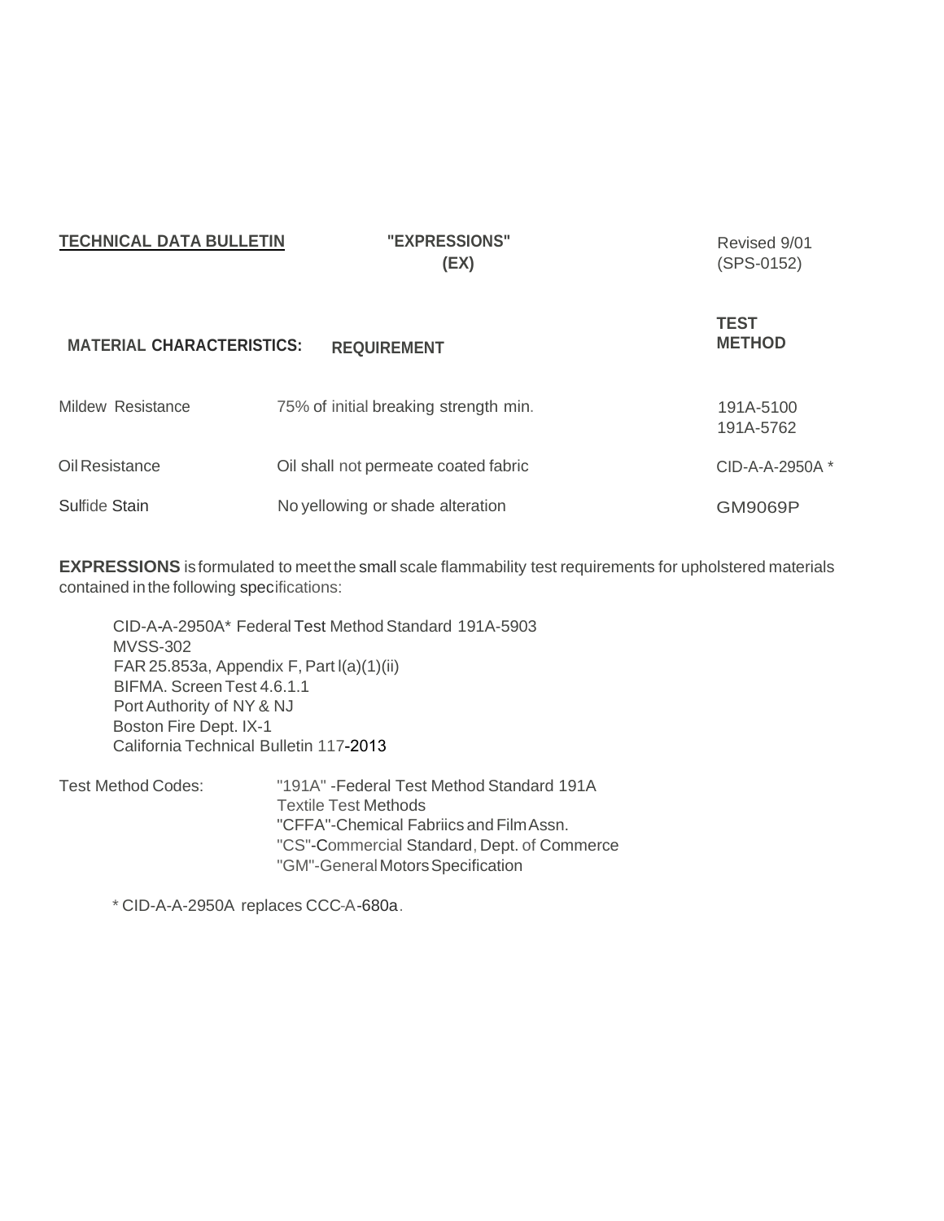**TECHNICAL DATA BULLETIN** **"EXPRESSIONS" (EX)** Revised 9/01 (SPS-0152)

| MATERIAL CHARACTERISTICS: | REQUIREMENT | TEST METHOD |
| --- | --- | --- |
| Mildew Resistance | 75% of initial breaking strength min. | 191A-5100<br>191A-5762 |
| Oil Resistance | Oil shall not permeate coated fabric | CID-A-A-2950A * |
| Sulfide Stain | No yellowing or shade alteration | GM9069P |

**EXPRESSIONS** is formulated to meet the small scale flammability test requirements for upholstered materials contained in the following specifications:

- CID-A-A-2950A* Federal Test Method Standard 191A-5903
- MVSS-302
- FAR 25.853a, Appendix F, Part I(a)(1)(ii)
- BIFMA. Screen Test 4.6.1.1
- Port Authority of NY & NJ
- Boston Fire Dept. IX-1
- California Technical Bulletin 117-2013

Test Method Codes:
- "191A" -Federal Test Method Standard 191A Textile Test Methods
- "CFFA"-Chemical Fabriics and Film Assn.
- "CS"-Commercial Standard, Dept. of Commerce
- "GM"-General Motors Specification

* CID-A-A-2950A replaces CCC-A-680a.